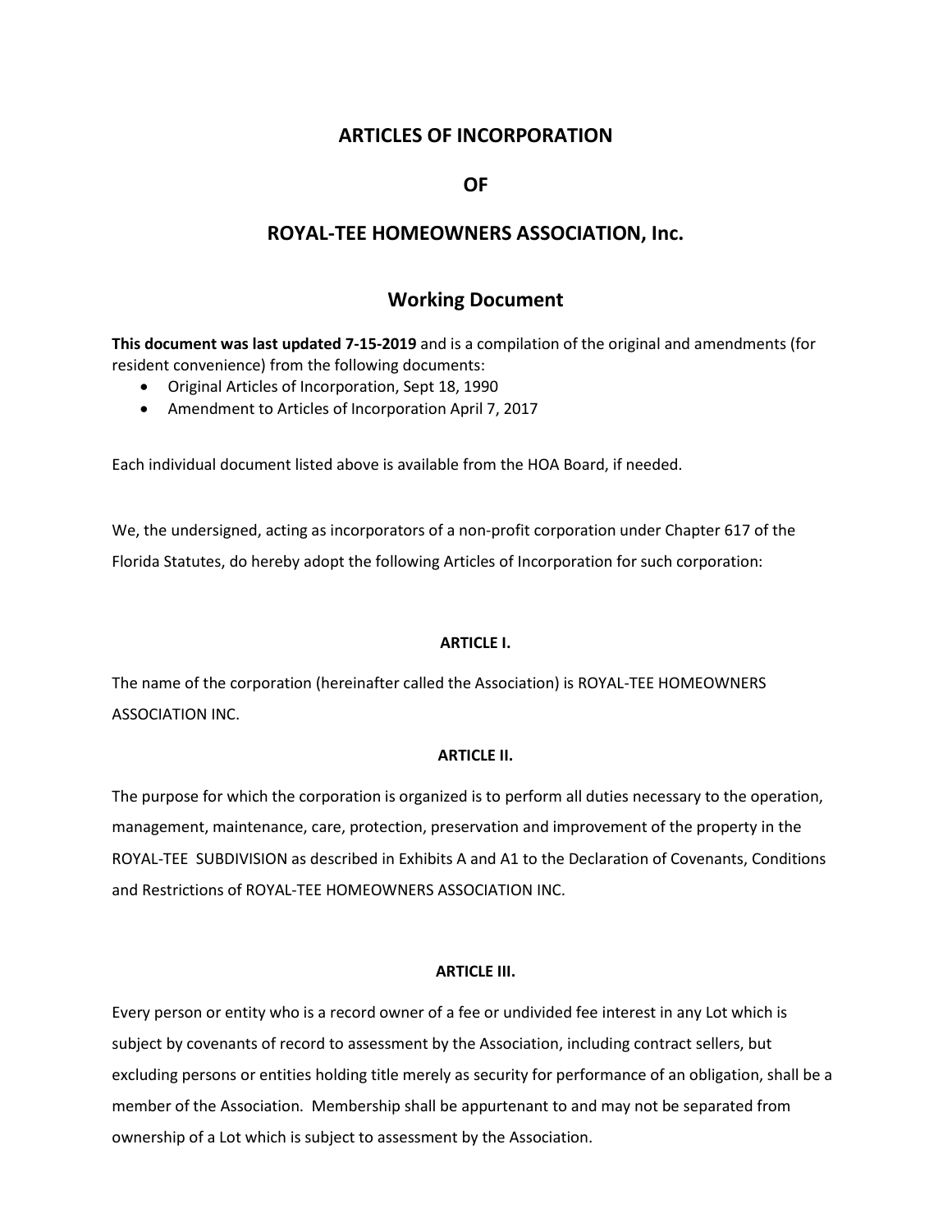# ARTICLES OF INCORPORATION

# OF

# ROYAL-TEE HOMEOWNERS ASSOCIATION, Inc.

## Working Document

**This document was last updated 7-15-2019** and is a compilation of the original and amendments (for resident convenience) from the following documents:

- Original Articles of Incorporation, Sept 18, 1990
- Amendment to Articles of Incorporation April 7, 2017

Each individual document listed above is available from the HOA Board, if needed.

We, the undersigned, acting as incorporators of a non-profit corporation under Chapter 617 of the Florida Statutes, do hereby adopt the following Articles of Incorporation for such corporation:

### ARTICLE I.

The name of the corporation (hereinafter called the Association) is ROYAL-TEE HOMEOWNERS ASSOCIATION INC.

### ARTICLE II.

The purpose for which the corporation is organized is to perform all duties necessary to the operation, management, maintenance, care, protection, preservation and improvement of the property in the ROYAL-TEE SUBDIVISION as described in Exhibits A and A1 to the Declaration of Covenants, Conditions and Restrictions of ROYAL-TEE HOMEOWNERS ASSOCIATION INC.

### ARTICLE III.

Every person or entity who is a record owner of a fee or undivided fee interest in any Lot which is subject by covenants of record to assessment by the Association, including contract sellers, but excluding persons or entities holding title merely as security for performance of an obligation, shall be a member of the Association. Membership shall be appurtenant to and may not be separated from ownership of a Lot which is subject to assessment by the Association.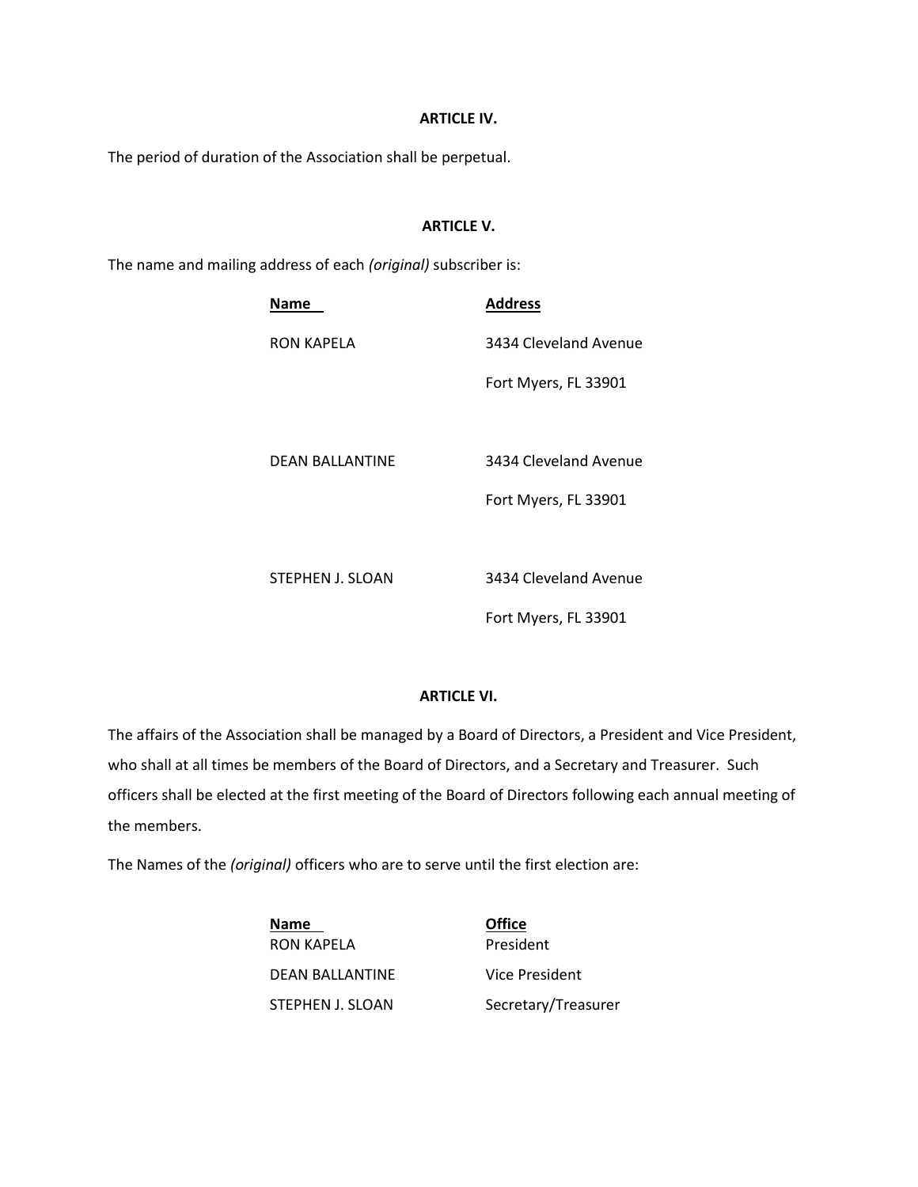**ARTICLE IV.**

The period of duration of the Association shall be perpetual.

**ARTICLE V.**

The name and mailing address of each *(original)* subscriber is:

| Name | Address |
| --- | --- |
| RON KAPELA | 3434 Cleveland Avenue<br>Fort Myers, FL 33901 |
| DEAN BALLANTINE | 3434 Cleveland Avenue<br>Fort Myers, FL 33901 |
| STEPHEN J. SLOAN | 3434 Cleveland Avenue<br>Fort Myers, FL 33901 |

**ARTICLE VI.**

The affairs of the Association shall be managed by a Board of Directors, a President and Vice President, who shall at all times be members of the Board of Directors, and a Secretary and Treasurer. Such officers shall be elected at the first meeting of the Board of Directors following each annual meeting of the members.

The Names of the *(original)* officers who are to serve until the first election are:

| Name | Office |
| --- | --- |
| RON KAPELA | President |
| DEAN BALLANTINE | Vice President |
| STEPHEN J. SLOAN | Secretary/Treasurer |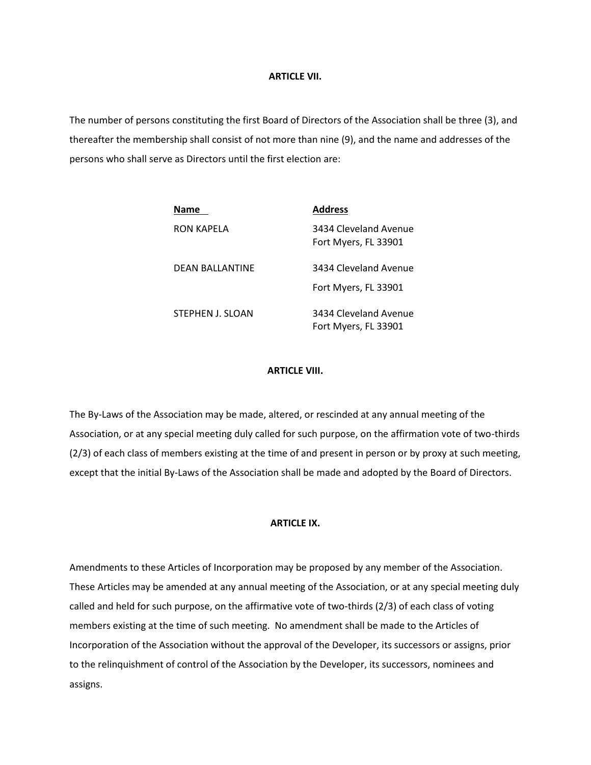## ARTICLE VII.

The number of persons constituting the first Board of Directors of the Association shall be three (3), and thereafter the membership shall consist of not more than nine (9), and the name and addresses of the persons who shall serve as Directors until the first election are:

| Name | Address |
| --- | --- |
| RON KAPELA | 3434 Cleveland Avenue<br>Fort Myers, FL 33901 |
| DEAN BALLANTINE | 3434 Cleveland Avenue<br>Fort Myers, FL 33901 |
| STEPHEN J. SLOAN | 3434 Cleveland Avenue<br>Fort Myers, FL 33901 |

## ARTICLE VIII.

The By-Laws of the Association may be made, altered, or rescinded at any annual meeting of the Association, or at any special meeting duly called for such purpose, on the affirmation vote of two-thirds (2/3) of each class of members existing at the time of and present in person or by proxy at such meeting, except that the initial By-Laws of the Association shall be made and adopted by the Board of Directors.

## ARTICLE IX.

Amendments to these Articles of Incorporation may be proposed by any member of the Association. These Articles may be amended at any annual meeting of the Association, or at any special meeting duly called and held for such purpose, on the affirmative vote of two-thirds (2/3) of each class of voting members existing at the time of such meeting. No amendment shall be made to the Articles of Incorporation of the Association without the approval of the Developer, its successors or assigns, prior to the relinquishment of control of the Association by the Developer, its successors, nominees and assigns.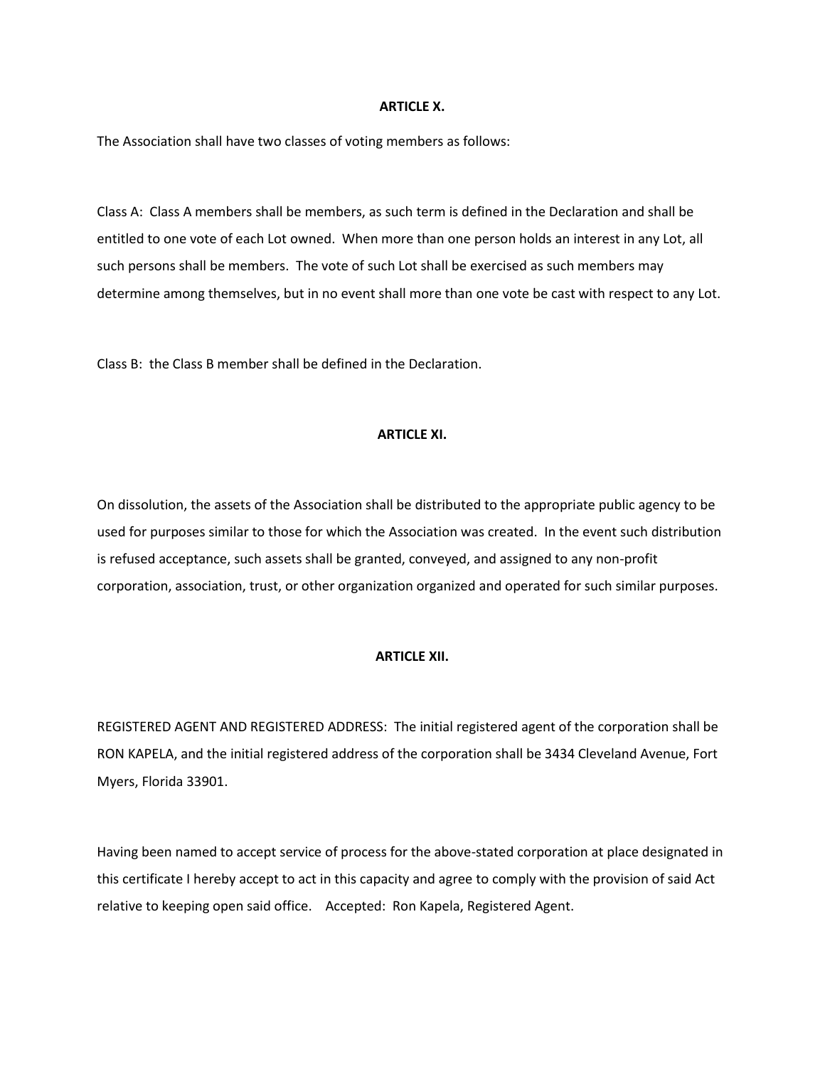**ARTICLE X.**

The Association shall have two classes of voting members as follows:

Class A: Class A members shall be members, as such term is defined in the Declaration and shall be entitled to one vote of each Lot owned. When more than one person holds an interest in any Lot, all such persons shall be members. The vote of such Lot shall be exercised as such members may determine among themselves, but in no event shall more than one vote be cast with respect to any Lot.

Class B: the Class B member shall be defined in the Declaration.

**ARTICLE XI.**

On dissolution, the assets of the Association shall be distributed to the appropriate public agency to be used for purposes similar to those for which the Association was created. In the event such distribution is refused acceptance, such assets shall be granted, conveyed, and assigned to any non-profit corporation, association, trust, or other organization organized and operated for such similar purposes.

**ARTICLE XII.**

REGISTERED AGENT AND REGISTERED ADDRESS: The initial registered agent of the corporation shall be RON KAPELA, and the initial registered address of the corporation shall be 3434 Cleveland Avenue, Fort Myers, Florida 33901.

Having been named to accept service of process for the above-stated corporation at place designated in this certificate I hereby accept to act in this capacity and agree to comply with the provision of said Act relative to keeping open said office. Accepted: Ron Kapela, Registered Agent.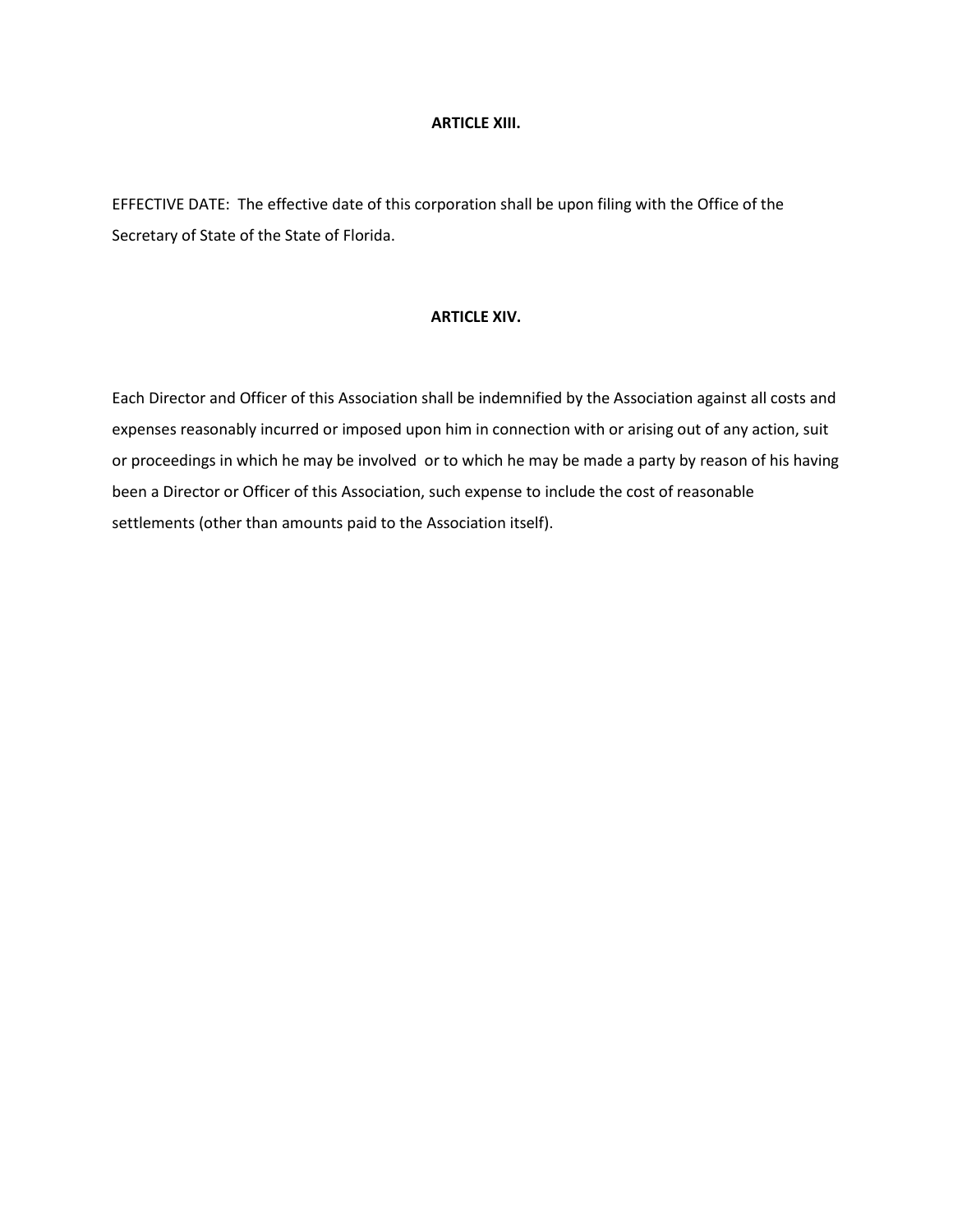**ARTICLE XIII.**

EFFECTIVE DATE: The effective date of this corporation shall be upon filing with the Office of the Secretary of State of the State of Florida.

**ARTICLE XIV.**

Each Director and Officer of this Association shall be indemnified by the Association against all costs and expenses reasonably incurred or imposed upon him in connection with or arising out of any action, suit or proceedings in which he may be involved or to which he may be made a party by reason of his having been a Director or Officer of this Association, such expense to include the cost of reasonable settlements (other than amounts paid to the Association itself).